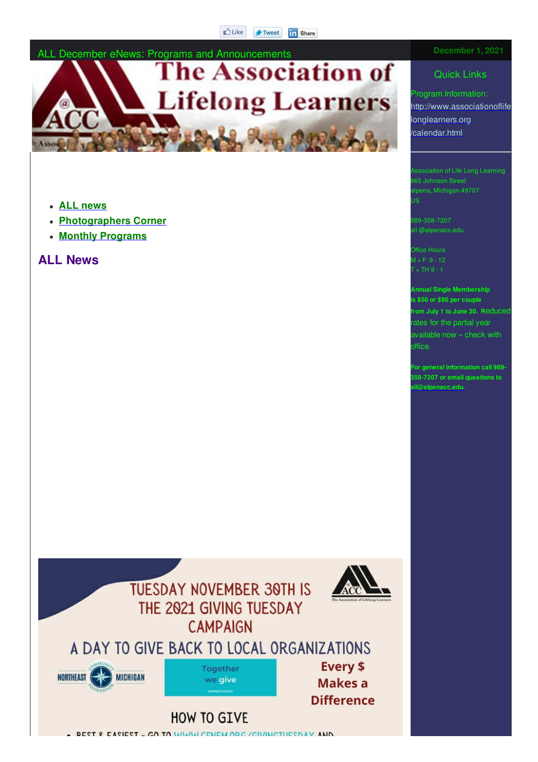Like Tweet Share

ALL December eNews: Programs and Announcements

December 1, 2021

# The Association of Lifelong Learners

- **ALL news**
- **Photographers Corner**
- **Monthly Programs**

## ALL News

TUESDAY NOVEMBER 30TH IS THE 2021 GIVING TUESDAY CAMPAIGN

A DAY TO GIVE BACK TO LOCAL ORGANIZATIONS

Together we give

Every $ Makes a Difference

HOW TO GIVE

- BEST & EASIEST - GO TO WWW.CFNEM.ORG/GIVINGTUESDAY AND

### Quick Links

Program Information: http://www.associationoflifelonglearners.org/calendar.html

Association of Life Long Learning
665 Johnson Street
alpena, Michigan 49707
US

989-358-7207
all @alpenacc.edu

Office Hours
M + F 9 - 12
T + TH 9 - 1

**Annual Single Membership is $50 or $90 per couple from July 1 to June 30.** Reduced rates for the partial year available now – check with office.

**For general information call 989-358-7207 or email questions to all@alpenacc.edu.**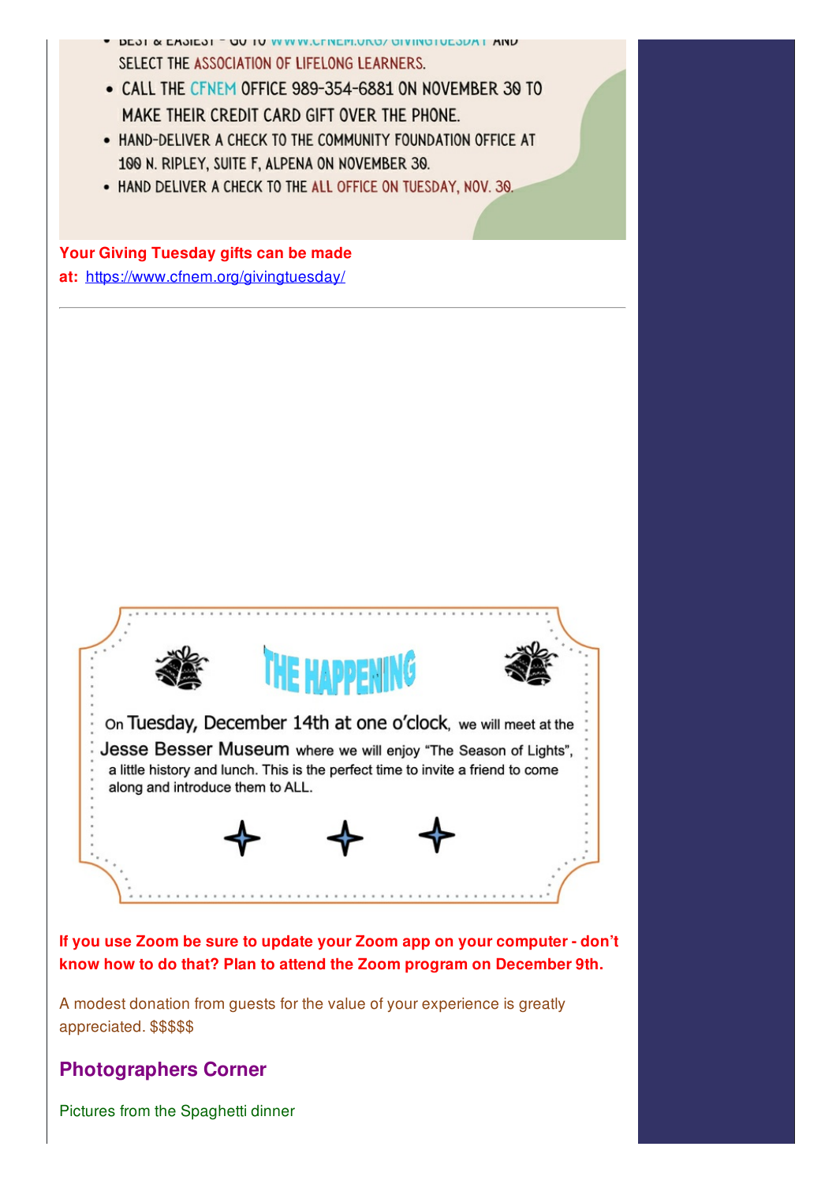- BEST & EASIEST - GO TO WWW.CFNEM.ORG/GIVINGTUESDAY AND SELECT THE ASSOCIATION OF LIFELONG LEARNERS.
- CALL THE CFNEM OFFICE 989-354-6881 ON NOVEMBER 30 TO MAKE THEIR CREDIT CARD GIFT OVER THE PHONE.
- HAND-DELIVER A CHECK TO THE COMMUNITY FOUNDATION OFFICE AT 100 N. RIPLEY, SUITE F, ALPENA ON NOVEMBER 30.
- HAND DELIVER A CHECK TO THE ALL OFFICE ON TUESDAY, NOV. 30.

**Your Giving Tuesday gifts can be made at:** https://www.cfnem.org/givingtuesday/

---

## THE HAPPENING

On Tuesday, December 14th at one o'clock, we will meet at the Jesse Besser Museum where we will enjoy "The Season of Lights", a little history and lunch. This is the perfect time to invite a friend to come along and introduce them to ALL.

**If you use Zoom be sure to update your Zoom app on your computer - don't know how to do that? Plan to attend the Zoom program on December 9th.**

A modest donation from guests for the value of your experience is greatly appreciated. $$$$$

### Photographers Corner

Pictures from the Spaghetti dinner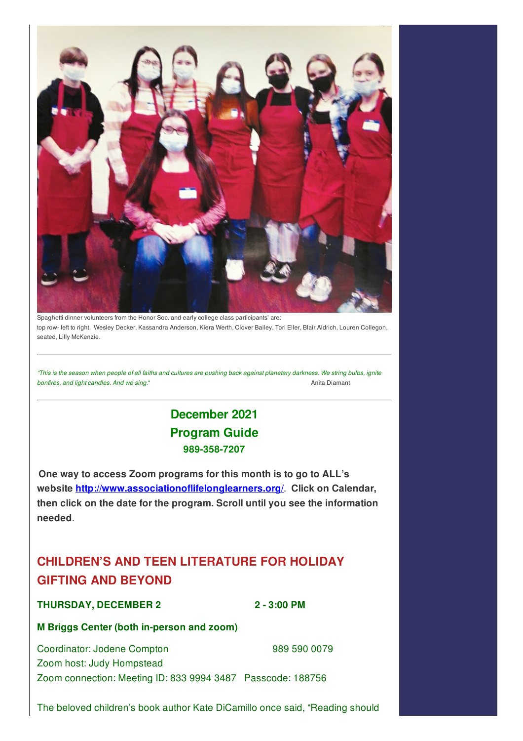Spaghetti dinner volunteers from the Honor Soc. and early college class participants' are:
top row- left to right. Wesley Decker, Kassandra Anderson, Kiera Werth, Clover Bailey, Tori Eller, Blair Aldrich, Louren Collegon, seated, Lilly McKenzie.

---

*"This is the season when people of all faiths and cultures are pushing back against planetary darkness. We string bulbs, ignite bonfires, and light candles. And we sing."* Anita Diamant

---

## December 2021
## Program Guide
**989-358-7207**

**One way to access Zoom programs for this month is to go to ALL's website [http://www.associationoflifelonglearners.org/](http://www.associationoflifelonglearners.org/). Click on Calendar, then click on the date for the program. Scroll until you see the information needed.**

## CHILDREN'S AND TEEN LITERATURE FOR HOLIDAY GIFTING AND BEYOND

**THURSDAY, DECEMBER 2 2 - 3:00 PM**

**M Briggs Center (both in-person and zoom)**

Coordinator: Jodene Compton 989 590 0079
Zoom host: Judy Hompstead
Zoom connection: Meeting ID: 833 9994 3487 Passcode: 188756

The beloved children's book author Kate DiCamillo once said, "Reading should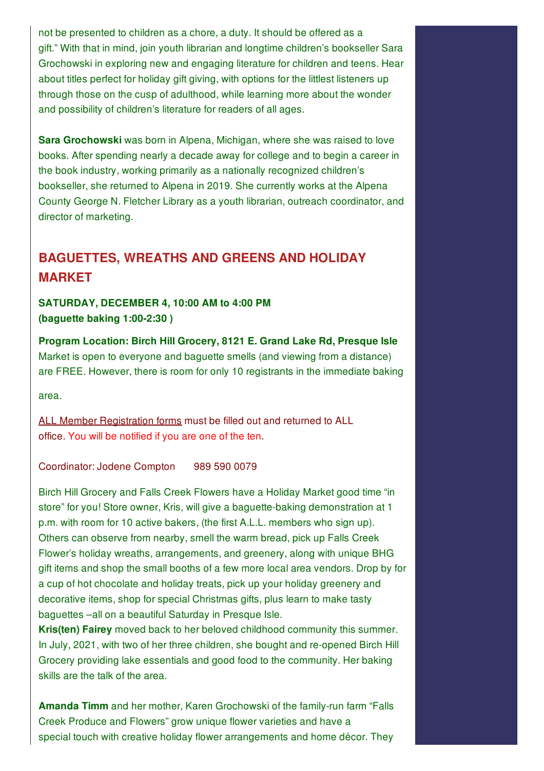not be presented to children as a chore, a duty. It should be offered as a gift." With that in mind, join youth librarian and longtime children's bookseller Sara Grochowski in exploring new and engaging literature for children and teens. Hear about titles perfect for holiday gift giving, with options for the littlest listeners up through those on the cusp of adulthood, while learning more about the wonder and possibility of children's literature for readers of all ages.

**Sara Grochowski** was born in Alpena, Michigan, where she was raised to love books. After spending nearly a decade away for college and to begin a career in the book industry, working primarily as a nationally recognized children's bookseller, she returned to Alpena in 2019. She currently works at the Alpena County George N. Fletcher Library as a youth librarian, outreach coordinator, and director of marketing.

## BAGUETTES, WREATHS AND GREENS AND HOLIDAY MARKET

**SATURDAY, DECEMBER 4, 10:00 AM to 4:00 PM**
**(baguette baking 1:00-2:30 )**

**Program Location: Birch Hill Grocery, 8121 E. Grand Lake Rd, Presque Isle**
Market is open to everyone and baguette smells (and viewing from a distance) are FREE. However, there is room for only 10 registrants in the immediate baking area.

ALL Member Registration forms must be filled out and returned to ALL office. You will be notified if you are one of the ten.

Coordinator: Jodene Compton 989 590 0079

Birch Hill Grocery and Falls Creek Flowers have a Holiday Market good time "in store" for you! Store owner, Kris, will give a baguette-baking demonstration at 1 p.m. with room for 10 active bakers, (the first A.L.L. members who sign up). Others can observe from nearby, smell the warm bread, pick up Falls Creek Flower's holiday wreaths, arrangements, and greenery, along with unique BHG gift items and shop the small booths of a few more local area vendors. Drop by for a cup of hot chocolate and holiday treats, pick up your holiday greenery and decorative items, shop for special Christmas gifts, plus learn to make tasty baguettes –all on a beautiful Saturday in Presque Isle.

**Kris(ten) Fairey** moved back to her beloved childhood community this summer. In July, 2021, with two of her three children, she bought and re-opened Birch Hill Grocery providing lake essentials and good food to the community. Her baking skills are the talk of the area.

**Amanda Timm** and her mother, Karen Grochowski of the family-run farm "Falls Creek Produce and Flowers" grow unique flower varieties and have a special touch with creative holiday flower arrangements and home décor. They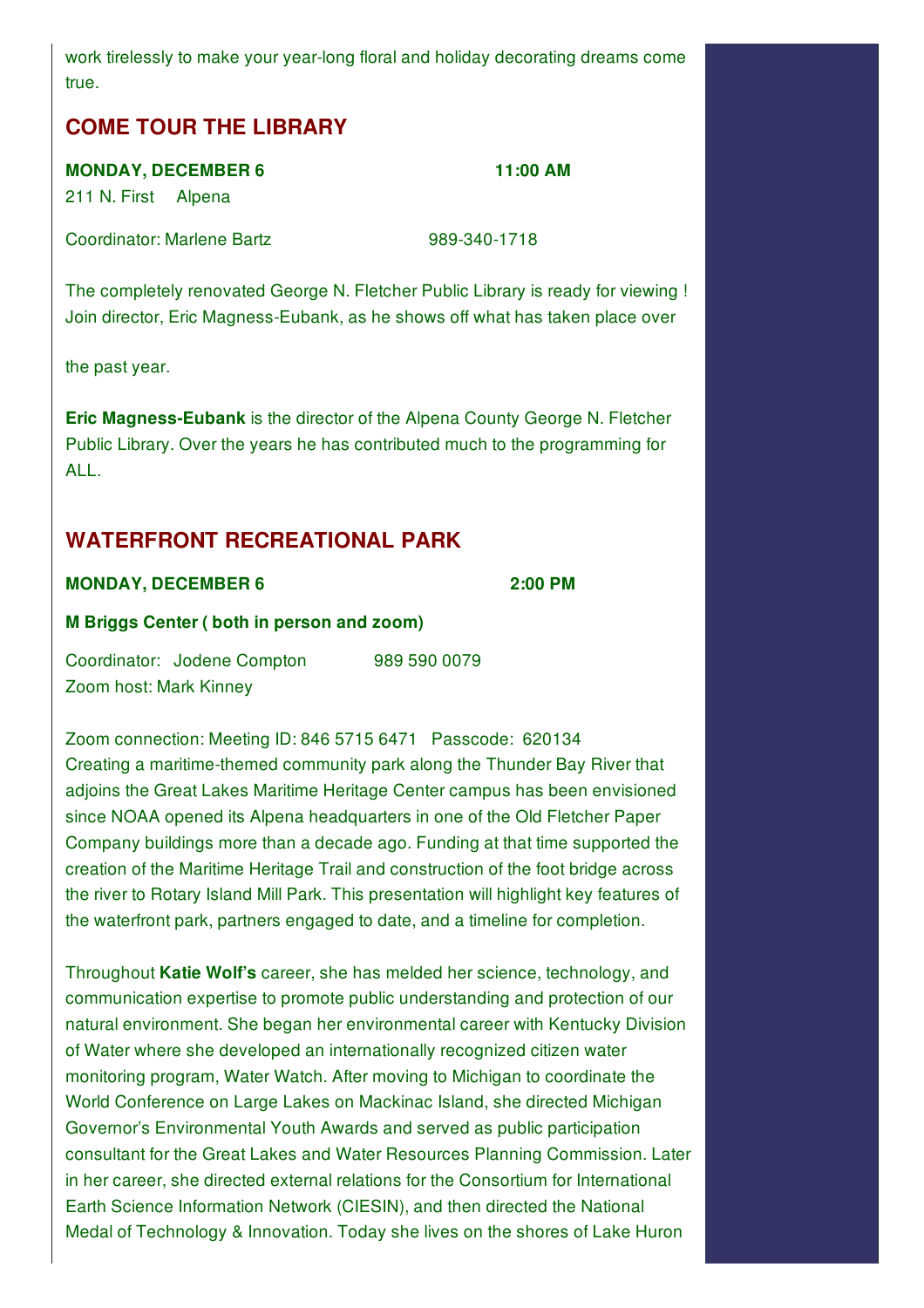work tirelessly to make your year-long floral and holiday decorating dreams come true.

## COME TOUR THE LIBRARY

**MONDAY, DECEMBER 6 11:00 AM**

211 N. First Alpena

Coordinator: Marlene Bartz 989-340-1718

The completely renovated George N. Fletcher Public Library is ready for viewing ! Join director, Eric Magness-Eubank, as he shows off what has taken place over

the past year.

**Eric Magness-Eubank** is the director of the Alpena County George N. Fletcher Public Library. Over the years he has contributed much to the programming for ALL.

## WATERFRONT RECREATIONAL PARK

**MONDAY, DECEMBER 6 2:00 PM**

**M Briggs Center ( both in person and zoom)**

Coordinator: Jodene Compton 989 590 0079
Zoom host: Mark Kinney

Zoom connection: Meeting ID: 846 5715 6471 Passcode: 620134
Creating a maritime-themed community park along the Thunder Bay River that adjoins the Great Lakes Maritime Heritage Center campus has been envisioned since NOAA opened its Alpena headquarters in one of the Old Fletcher Paper Company buildings more than a decade ago. Funding at that time supported the creation of the Maritime Heritage Trail and construction of the foot bridge across the river to Rotary Island Mill Park. This presentation will highlight key features of the waterfront park, partners engaged to date, and a timeline for completion.

Throughout **Katie Wolf's** career, she has melded her science, technology, and communication expertise to promote public understanding and protection of our natural environment. She began her environmental career with Kentucky Division of Water where she developed an internationally recognized citizen water monitoring program, Water Watch. After moving to Michigan to coordinate the World Conference on Large Lakes on Mackinac Island, she directed Michigan Governor's Environmental Youth Awards and served as public participation consultant for the Great Lakes and Water Resources Planning Commission. Later in her career, she directed external relations for the Consortium for International Earth Science Information Network (CIESIN), and then directed the National Medal of Technology & Innovation. Today she lives on the shores of Lake Huron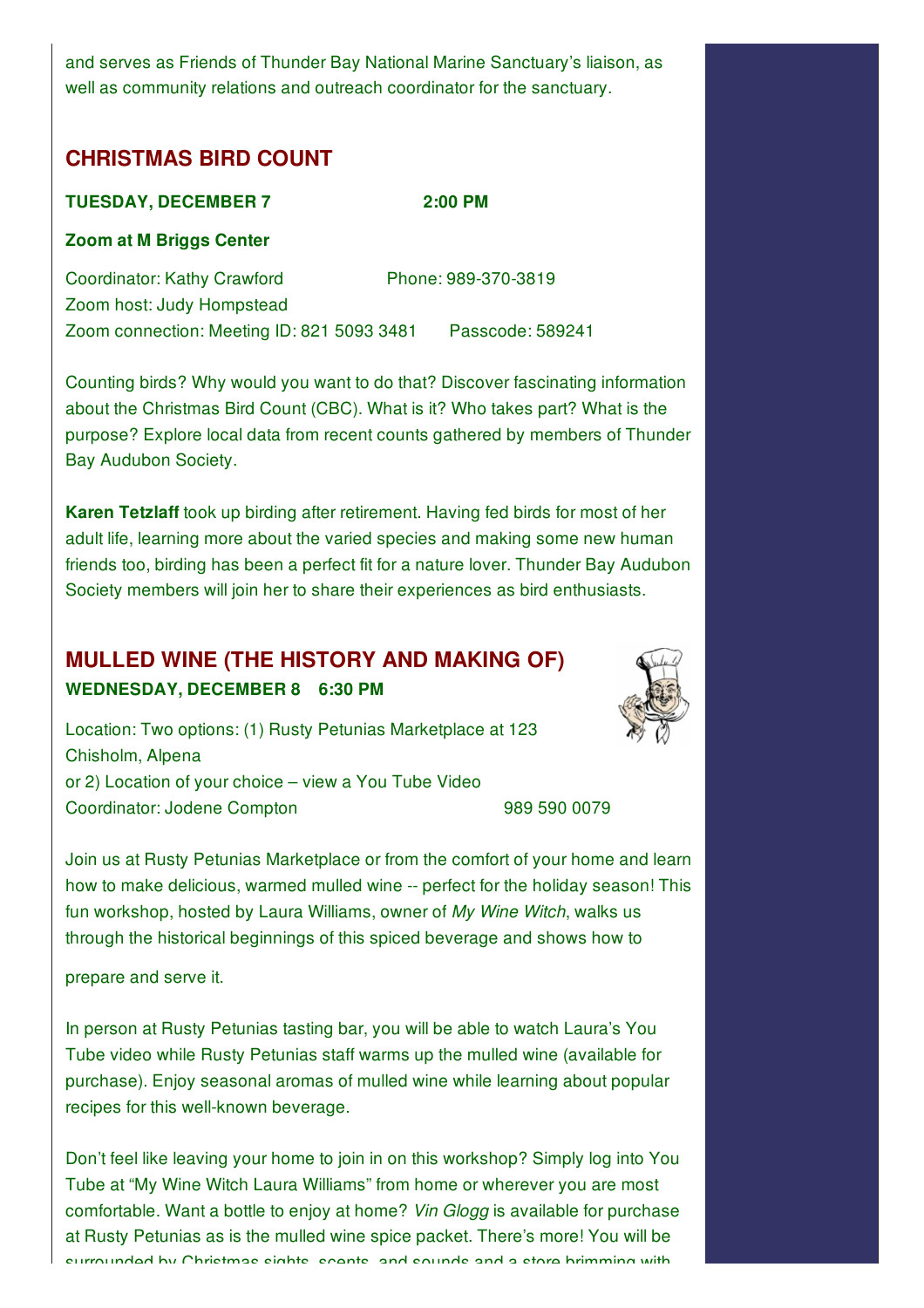and serves as Friends of Thunder Bay National Marine Sanctuary's liaison, as well as community relations and outreach coordinator for the sanctuary.

## CHRISTMAS BIRD COUNT

**TUESDAY, DECEMBER 7 2:00 PM**

**Zoom at M Briggs Center**

Coordinator: Kathy Crawford Phone: 989-370-3819
Zoom host: Judy Hompstead
Zoom connection: Meeting ID: 821 5093 3481 Passcode: 589241

Counting birds? Why would you want to do that? Discover fascinating information about the Christmas Bird Count (CBC). What is it? Who takes part? What is the purpose? Explore local data from recent counts gathered by members of Thunder Bay Audubon Society.

**Karen Tetzlaff** took up birding after retirement. Having fed birds for most of her adult life, learning more about the varied species and making some new human friends too, birding has been a perfect fit for a nature lover. Thunder Bay Audubon Society members will join her to share their experiences as bird enthusiasts.

## MULLED WINE (THE HISTORY AND MAKING OF)

**WEDNESDAY, DECEMBER 8 6:30 PM**

Location: Two options: (1) Rusty Petunias Marketplace at 123 Chisholm, Alpena
or 2) Location of your choice – view a You Tube Video
Coordinator: Jodene Compton 989 590 0079

Join us at Rusty Petunias Marketplace or from the comfort of your home and learn how to make delicious, warmed mulled wine -- perfect for the holiday season! This fun workshop, hosted by Laura Williams, owner of *My Wine Witch*, walks us through the historical beginnings of this spiced beverage and shows how to prepare and serve it.

In person at Rusty Petunias tasting bar, you will be able to watch Laura's You Tube video while Rusty Petunias staff warms up the mulled wine (available for purchase). Enjoy seasonal aromas of mulled wine while learning about popular recipes for this well-known beverage.

Don't feel like leaving your home to join in on this workshop? Simply log into You Tube at "My Wine Witch Laura Williams" from home or wherever you are most comfortable. Want a bottle to enjoy at home? *Vin Glogg* is available for purchase at Rusty Petunias as is the mulled wine spice packet. There's more! You will be surrounded by Christmas sights, scents, and sounds and a store brimming with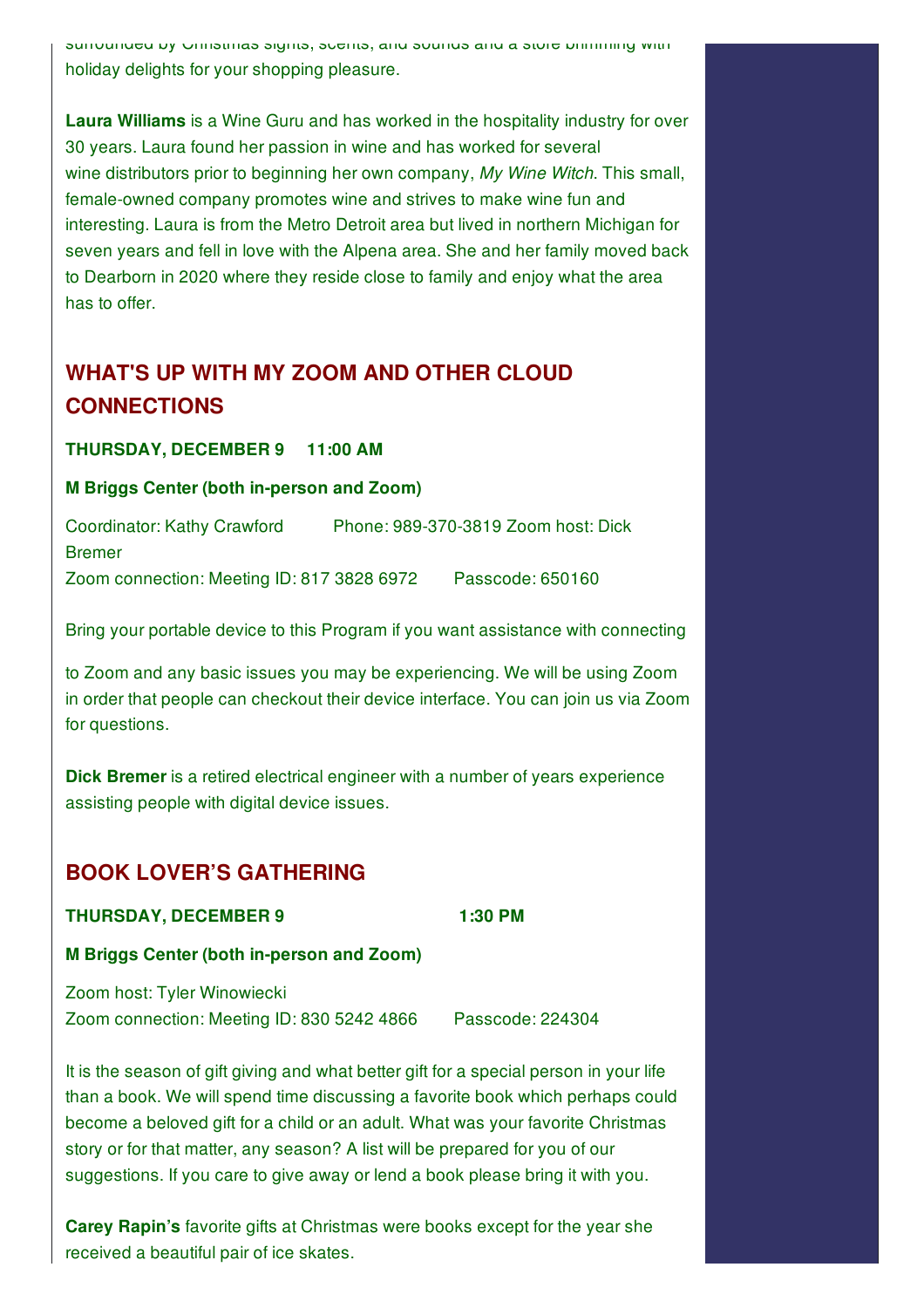surrounded by Christmas sights, scents, and sounds and a store brimming with holiday delights for your shopping pleasure.

**Laura Williams** is a Wine Guru and has worked in the hospitality industry for over 30 years. Laura found her passion in wine and has worked for several wine distributors prior to beginning her own company, *My Wine Witch*. This small, female-owned company promotes wine and strives to make wine fun and interesting. Laura is from the Metro Detroit area but lived in northern Michigan for seven years and fell in love with the Alpena area. She and her family moved back to Dearborn in 2020 where they reside close to family and enjoy what the area has to offer.

## WHAT'S UP WITH MY ZOOM AND OTHER CLOUD CONNECTIONS

**THURSDAY, DECEMBER 9 11:00 AM**

**M Briggs Center (both in-person and Zoom)**

Coordinator: Kathy Crawford Phone: 989-370-3819 Zoom host: Dick Bremer
Zoom connection: Meeting ID: 817 3828 6972 Passcode: 650160

Bring your portable device to this Program if you want assistance with connecting to Zoom and any basic issues you may be experiencing. We will be using Zoom in order that people can checkout their device interface. You can join us via Zoom for questions.

**Dick Bremer** is a retired electrical engineer with a number of years experience assisting people with digital device issues.

## BOOK LOVER'S GATHERING

**THURSDAY, DECEMBER 9 1:30 PM**

**M Briggs Center (both in-person and Zoom)**

Zoom host: Tyler Winowiecki
Zoom connection: Meeting ID: 830 5242 4866 Passcode: 224304

It is the season of gift giving and what better gift for a special person in your life than a book. We will spend time discussing a favorite book which perhaps could become a beloved gift for a child or an adult. What was your favorite Christmas story or for that matter, any season? A list will be prepared for you of our suggestions. If you care to give away or lend a book please bring it with you.

**Carey Rapin's** favorite gifts at Christmas were books except for the year she received a beautiful pair of ice skates.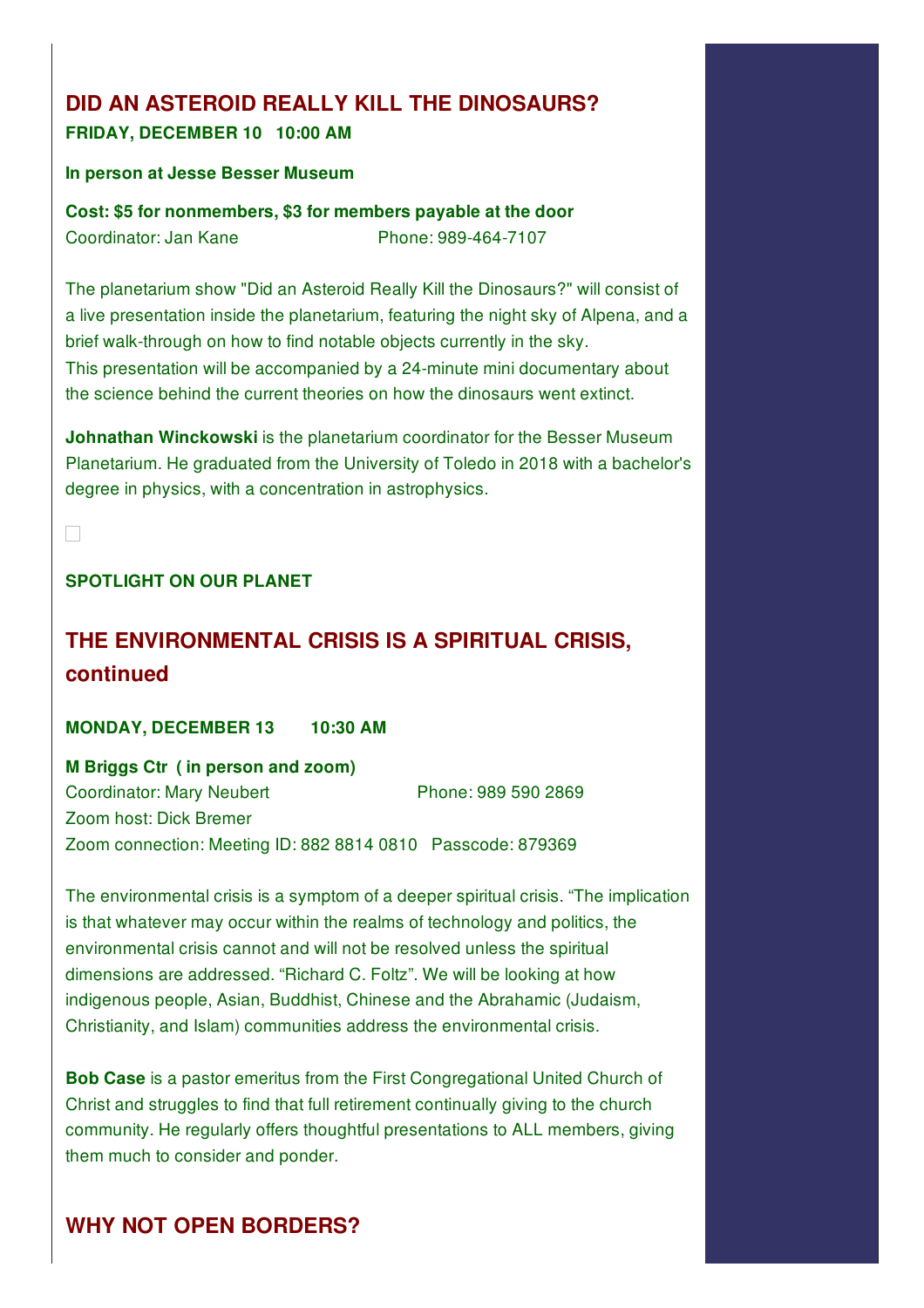## DID AN ASTEROID REALLY KILL THE DINOSAURS?

**FRIDAY, DECEMBER 10   10:00 AM**

**In person at Jesse Besser Museum**

**Cost: $5 for nonmembers, $3 for members payable at the door**
Coordinator: Jan Kane    Phone: 989-464-7107

The planetarium show "Did an Asteroid Really Kill the Dinosaurs?" will consist of a live presentation inside the planetarium, featuring the night sky of Alpena, and a brief walk-through on how to find notable objects currently in the sky.
This presentation will be accompanied by a 24-minute mini documentary about the science behind the current theories on how the dinosaurs went extinct.

**Johnathan Winckowski** is the planetarium coordinator for the Besser Museum Planetarium. He graduated from the University of Toledo in 2018 with a bachelor's degree in physics, with a concentration in astrophysics.

**SPOTLIGHT ON OUR PLANET**

## THE ENVIRONMENTAL CRISIS IS A SPIRITUAL CRISIS, continued

**MONDAY, DECEMBER 13    10:30 AM**

**M Briggs Ctr ( in person and zoom)**
Coordinator: Mary Neubert    Phone: 989 590 2869
Zoom host: Dick Bremer
Zoom connection: Meeting ID: 882 8814 0810   Passcode: 879369

The environmental crisis is a symptom of a deeper spiritual crisis. “The implication is that whatever may occur within the realms of technology and politics, the environmental crisis cannot and will not be resolved unless the spiritual dimensions are addressed. “Richard C. Foltz”. We will be looking at how indigenous people, Asian, Buddhist, Chinese and the Abrahamic (Judaism, Christianity, and Islam) communities address the environmental crisis.

**Bob Case** is a pastor emeritus from the First Congregational United Church of Christ and struggles to find that full retirement continually giving to the church community. He regularly offers thoughtful presentations to ALL members, giving them much to consider and ponder.

## WHY NOT OPEN BORDERS?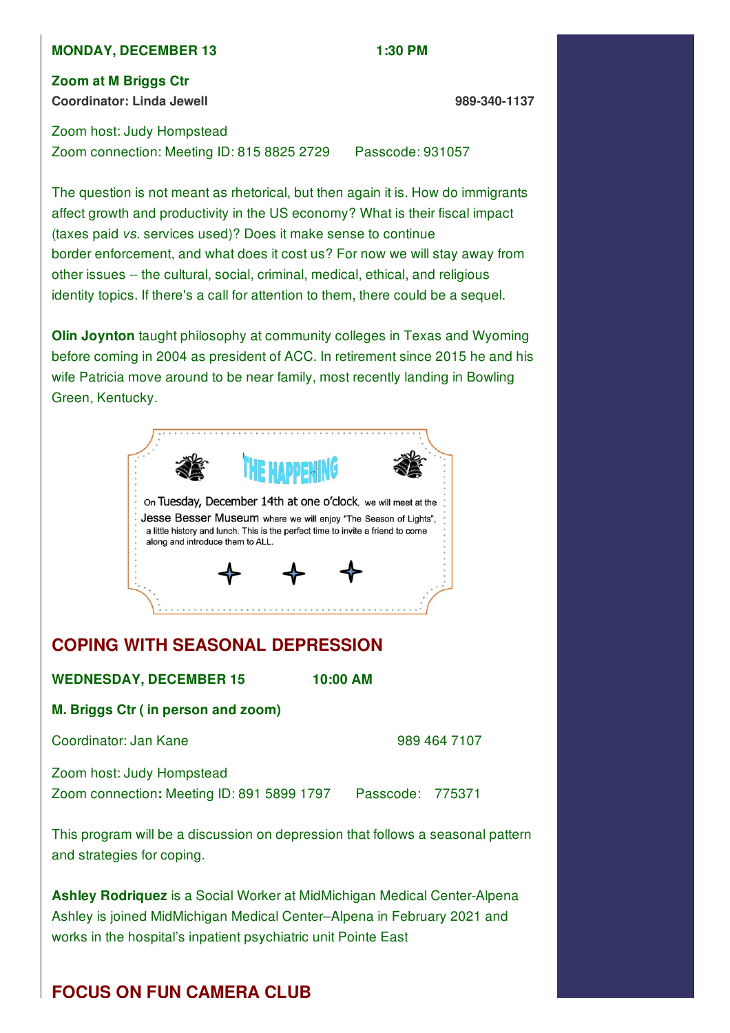**MONDAY, DECEMBER 13 1:30 PM**

**Zoom at M Briggs Ctr**
**Coordinator: Linda Jewell 989-340-1137**

Zoom host: Judy Hompstead
Zoom connection: Meeting ID: 815 8825 2729 Passcode: 931057

The question is not meant as rhetorical, but then again it is. How do immigrants affect growth and productivity in the US economy? What is their fiscal impact (taxes paid *vs*. services used)? Does it make sense to continue border enforcement, and what does it cost us? For now we will stay away from other issues -- the cultural, social, criminal, medical, ethical, and religious identity topics. If there's a call for attention to them, there could be a sequel.

**Olin Joynton** taught philosophy at community colleges in Texas and Wyoming before coming in 2004 as president of ACC. In retirement since 2015 he and his wife Patricia move around to be near family, most recently landing in Bowling Green, Kentucky.

THE HAPPENING

On Tuesday, December 14th at one o'clock, we will meet at the Jesse Besser Museum where we will enjoy "The Season of Lights", a little history and lunch. This is the perfect time to invite a friend to come along and introduce them to ALL.

## COPING WITH SEASONAL DEPRESSION

**WEDNESDAY, DECEMBER 15 10:00 AM**

**M. Briggs Ctr ( in person and zoom)**

Coordinator: Jan Kane 989 464 7107

Zoom host: Judy Hompstead
Zoom connection**:** Meeting ID: 891 5899 1797 Passcode: 775371

This program will be a discussion on depression that follows a seasonal pattern and strategies for coping.

**Ashley Rodriquez** is a Social Worker at MidMichigan Medical Center-Alpena Ashley is joined MidMichigan Medical Center–Alpena in February 2021 and works in the hospital's inpatient psychiatric unit Pointe East

## FOCUS ON FUN CAMERA CLUB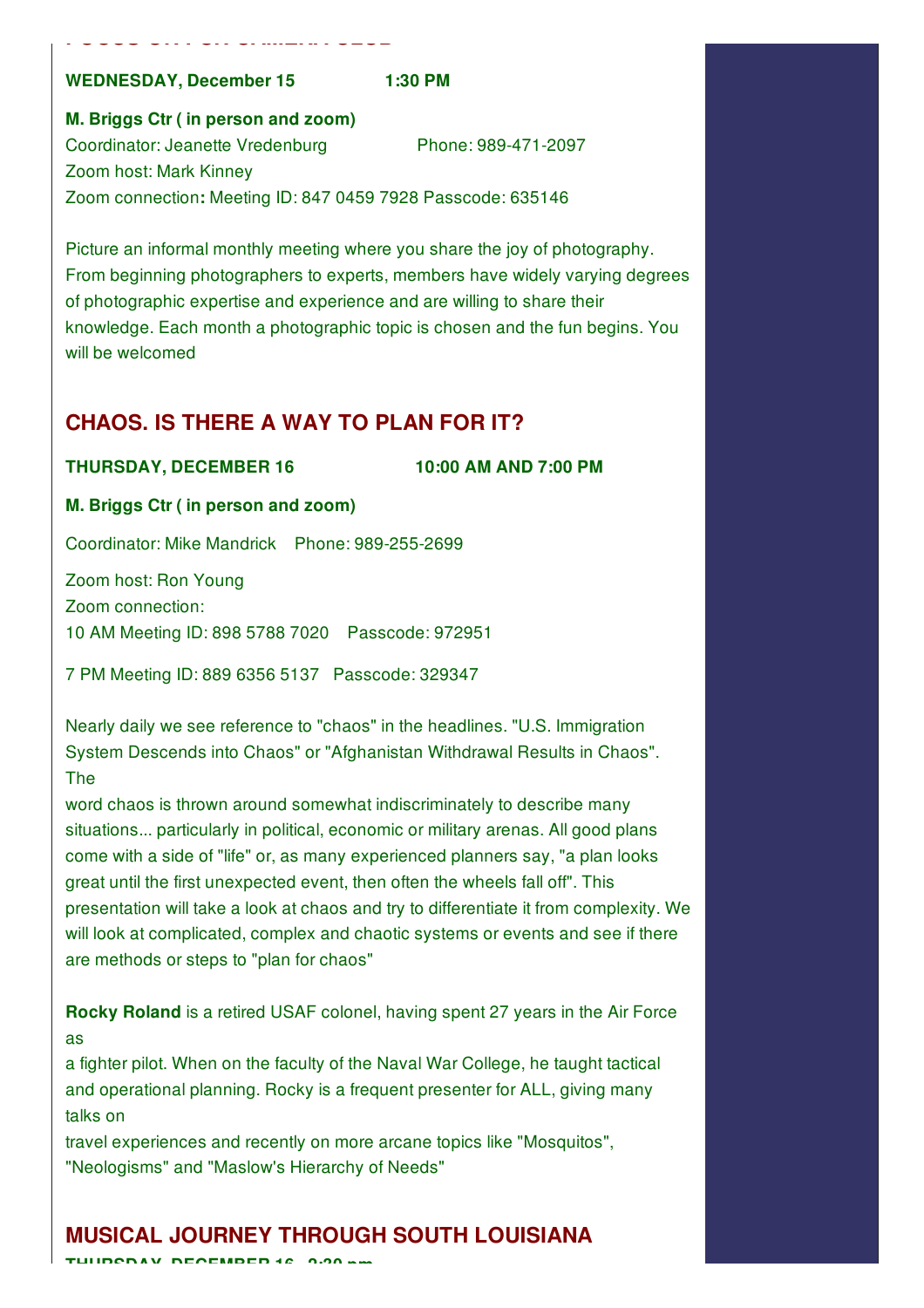**WEDNESDAY, December 15 1:30 PM**

**M. Briggs Ctr ( in person and zoom)**

Coordinator: Jeanette Vredenburg Phone: 989-471-2097
Zoom host: Mark Kinney
Zoom connection**:** Meeting ID: 847 0459 7928 Passcode: 635146

Picture an informal monthly meeting where you share the joy of photography. From beginning photographers to experts, members have widely varying degrees of photographic expertise and experience and are willing to share their knowledge. Each month a photographic topic is chosen and the fun begins. You will be welcomed

## CHAOS. IS THERE A WAY TO PLAN FOR IT?

**THURSDAY, DECEMBER 16 10:00 AM AND 7:00 PM**

**M. Briggs Ctr ( in person and zoom)**

Coordinator: Mike Mandrick Phone: 989-255-2699

Zoom host: Ron Young
Zoom connection:
10 AM Meeting ID: 898 5788 7020 Passcode: 972951

7 PM Meeting ID: 889 6356 5137 Passcode: 329347

Nearly daily we see reference to "chaos" in the headlines. "U.S. Immigration System Descends into Chaos" or "Afghanistan Withdrawal Results in Chaos". The word chaos is thrown around somewhat indiscriminately to describe many situations... particularly in political, economic or military arenas. All good plans come with a side of "life" or, as many experienced planners say, "a plan looks great until the first unexpected event, then often the wheels fall off". This presentation will take a look at chaos and try to differentiate it from complexity. We will look at complicated, complex and chaotic systems or events and see if there are methods or steps to "plan for chaos"

**Rocky Roland** is a retired USAF colonel, having spent 27 years in the Air Force as a fighter pilot. When on the faculty of the Naval War College, he taught tactical and operational planning. Rocky is a frequent presenter for ALL, giving many talks on travel experiences and recently on more arcane topics like "Mosquitos", "Neologisms" and "Maslow's Hierarchy of Needs"

## MUSICAL JOURNEY THROUGH SOUTH LOUISIANA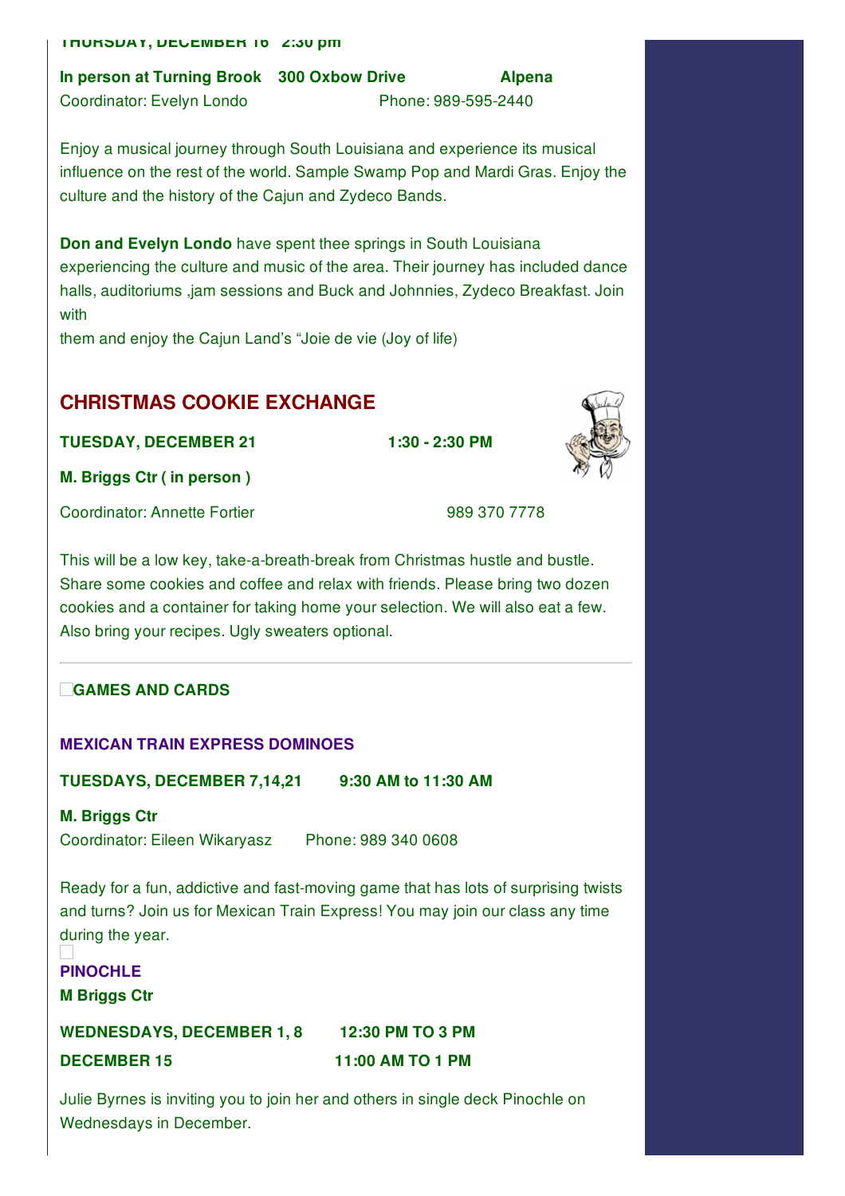**THURSDAY, DECEMBER 16 2:30 pm**

**In person at Turning Brook 300 Oxbow Drive Alpena**

Coordinator: Evelyn Londo Phone: 989-595-2440

Enjoy a musical journey through South Louisiana and experience its musical influence on the rest of the world. Sample Swamp Pop and Mardi Gras. Enjoy the culture and the history of the Cajun and Zydeco Bands.

**Don and Evelyn Londo** have spent thee springs in South Louisiana experiencing the culture and music of the area. Their journey has included dance halls, auditoriums ,jam sessions and Buck and Johnnies, Zydeco Breakfast. Join with
them and enjoy the Cajun Land's "Joie de vie (Joy of life)

## CHRISTMAS COOKIE EXCHANGE

**TUESDAY, DECEMBER 21 1:30 - 2:30 PM**

**M. Briggs Ctr ( in person )**

Coordinator: Annette Fortier 989 370 7778

This will be a low key, take-a-breath-break from Christmas hustle and bustle. Share some cookies and coffee and relax with friends. Please bring two dozen cookies and a container for taking home your selection. We will also eat a few. Also bring your recipes. Ugly sweaters optional.

---

## GAMES AND CARDS

### MEXICAN TRAIN EXPRESS DOMINOES

**TUESDAYS, DECEMBER 7,14,21 9:30 AM to 11:30 AM**

**M. Briggs Ctr**

Coordinator: Eileen Wikaryasz Phone: 989 340 0608

Ready for a fun, addictive and fast-moving game that has lots of surprising twists and turns? Join us for Mexican Train Express! You may join our class any time during the year.

### PINOCHLE

**M Briggs Ctr**

**WEDNESDAYS, DECEMBER 1, 8 12:30 PM TO 3 PM**

**DECEMBER 15 11:00 AM TO 1 PM**

Julie Byrnes is inviting you to join her and others in single deck Pinochle on Wednesdays in December.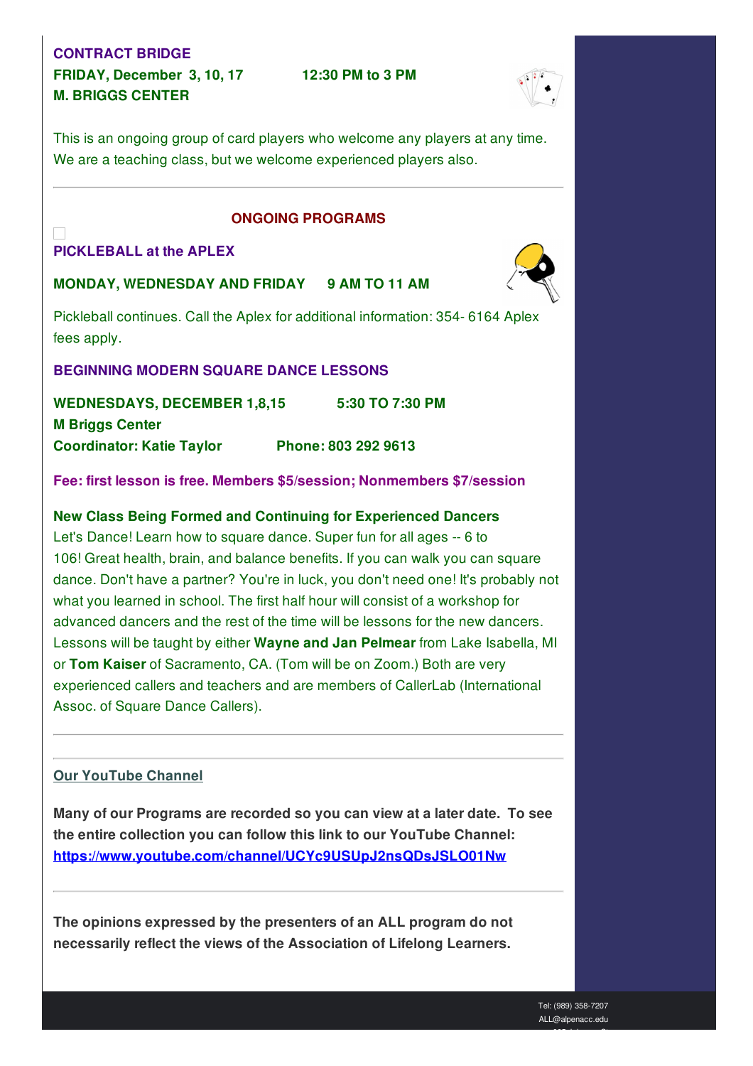**CONTRACT BRIDGE**
**FRIDAY, December 3, 10, 17 12:30 PM to 3 PM**
**M. BRIGGS CENTER**

This is an ongoing group of card players who welcome any players at any time. We are a teaching class, but we welcome experienced players also.

---

## ONGOING PROGRAMS

**PICKLEBALL at the APLEX**

**MONDAY, WEDNESDAY AND FRIDAY 9 AM TO 11 AM**

Pickleball continues. Call the Aplex for additional information: 354- 6164 Aplex fees apply.

**BEGINNING MODERN SQUARE DANCE LESSONS**

**WEDNESDAYS, DECEMBER 1,8,15 5:30 TO 7:30 PM**
**M Briggs Center**
**Coordinator: Katie Taylor Phone: 803 292 9613**

**Fee: first lesson is free. Members $5/session; Nonmembers $7/session**

**New Class Being Formed and Continuing for Experienced Dancers**
Let's Dance! Learn how to square dance. Super fun for all ages -- 6 to 106! Great health, brain, and balance benefits. If you can walk you can square dance. Don't have a partner? You're in luck, you don't need one! It's probably not what you learned in school. The first half hour will consist of a workshop for advanced dancers and the rest of the time will be lessons for the new dancers. Lessons will be taught by either **Wayne and Jan Pelmear** from Lake Isabella, MI or **Tom Kaiser** of Sacramento, CA. (Tom will be on Zoom.) Both are very experienced callers and teachers and are members of CallerLab (International Assoc. of Square Dance Callers).

---

**Our YouTube Channel**

**Many of our Programs are recorded so you can view at a later date. To see the entire collection you can follow this link to our YouTube Channel: https://www.youtube.com/channel/UCYc9USUpJ2nsQDsJSLO01Nw**

---

**The opinions expressed by the presenters of an ALL program do not necessarily reflect the views of the Association of Lifelong Learners.**

Tel: (989) 358-7207
ALL@alpenacc.edu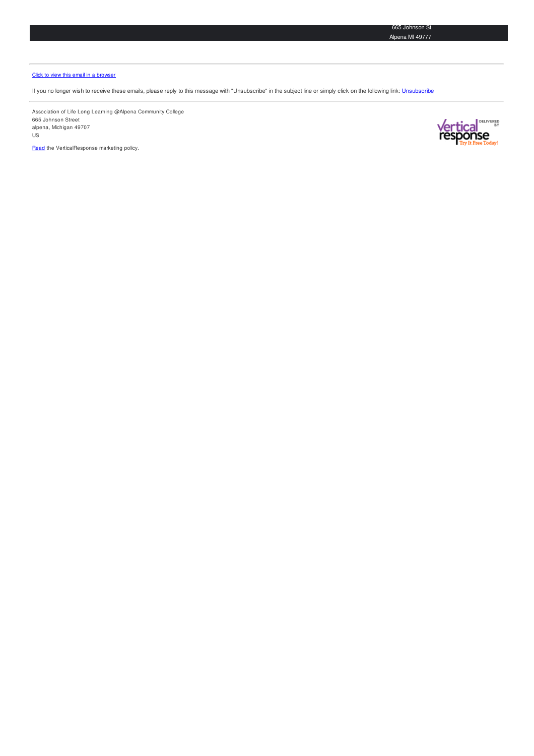665 Johnson St
Alpena MI 49777

---

Click to view this email in a browser

If you no longer wish to receive these emails, please reply to this message with "Unsubscribe" in the subject line or simply click on the following link: Unsubscribe

---

Association of Life Long Learning @Alpena Community College
665 Johnson Street
alpena, Michigan 49707
US

Read the VerticalResponse marketing policy.